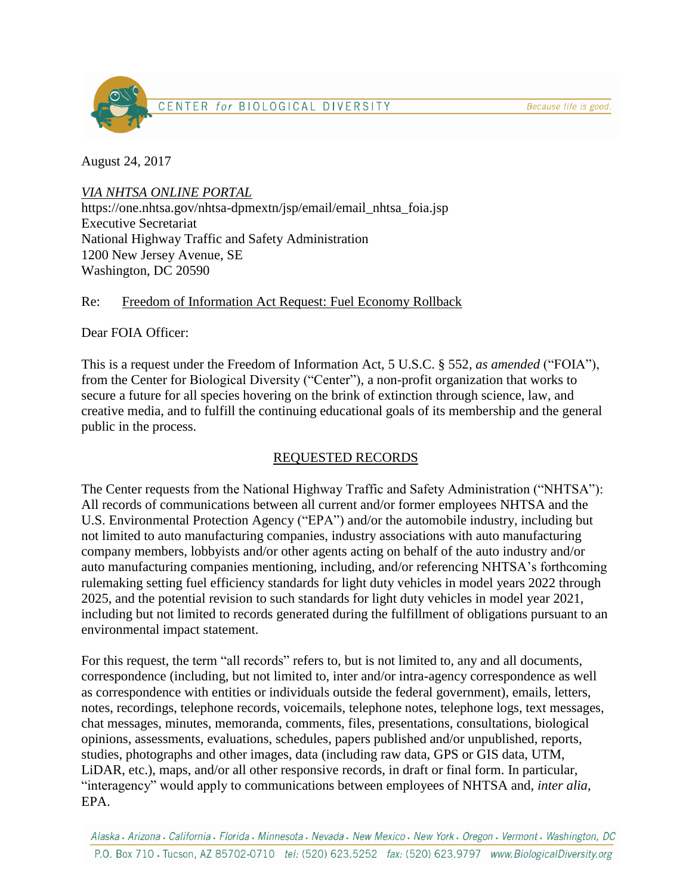August 24, 2017

*VIA NHTSA ONLINE PORTAL*
https://one.nhtsa.gov/nhtsa-dpmextn/jsp/email/email_nhtsa_foia.jsp
Executive Secretariat
National Highway Traffic and Safety Administration
1200 New Jersey Avenue, SE
Washington, DC 20590

Re: Freedom of Information Act Request: Fuel Economy Rollback

Dear FOIA Officer:

This is a request under the Freedom of Information Act, 5 U.S.C. § 552, *as amended* ("FOIA"), from the Center for Biological Diversity ("Center"), a non-profit organization that works to secure a future for all species hovering on the brink of extinction through science, law, and creative media, and to fulfill the continuing educational goals of its membership and the general public in the process.

## REQUESTED RECORDS

The Center requests from the National Highway Traffic and Safety Administration ("NHTSA"): All records of communications between all current and/or former employees NHTSA and the U.S. Environmental Protection Agency ("EPA") and/or the automobile industry, including but not limited to auto manufacturing companies, industry associations with auto manufacturing company members, lobbyists and/or other agents acting on behalf of the auto industry and/or auto manufacturing companies mentioning, including, and/or referencing NHTSA's forthcoming rulemaking setting fuel efficiency standards for light duty vehicles in model years 2022 through 2025, and the potential revision to such standards for light duty vehicles in model year 2021, including but not limited to records generated during the fulfillment of obligations pursuant to an environmental impact statement.

For this request, the term "all records" refers to, but is not limited to, any and all documents, correspondence (including, but not limited to, inter and/or intra-agency correspondence as well as correspondence with entities or individuals outside the federal government), emails, letters, notes, recordings, telephone records, voicemails, telephone notes, telephone logs, text messages, chat messages, minutes, memoranda, comments, files, presentations, consultations, biological opinions, assessments, evaluations, schedules, papers published and/or unpublished, reports, studies, photographs and other images, data (including raw data, GPS or GIS data, UTM, LiDAR, etc.), maps, and/or all other responsive records, in draft or final form. In particular, "interagency" would apply to communications between employees of NHTSA and, *inter alia*, EPA.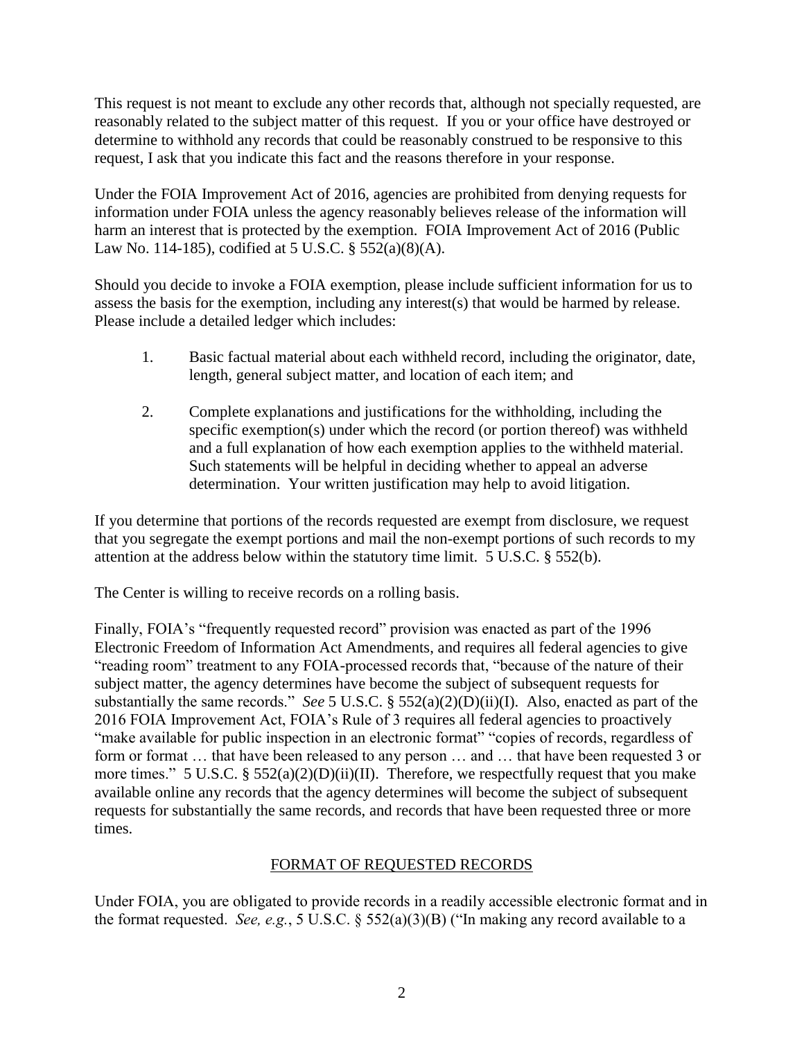This request is not meant to exclude any other records that, although not specially requested, are reasonably related to the subject matter of this request. If you or your office have destroyed or determine to withhold any records that could be reasonably construed to be responsive to this request, I ask that you indicate this fact and the reasons therefore in your response.

Under the FOIA Improvement Act of 2016, agencies are prohibited from denying requests for information under FOIA unless the agency reasonably believes release of the information will harm an interest that is protected by the exemption. FOIA Improvement Act of 2016 (Public Law No. 114-185), codified at 5 U.S.C. § 552(a)(8)(A).

Should you decide to invoke a FOIA exemption, please include sufficient information for us to assess the basis for the exemption, including any interest(s) that would be harmed by release. Please include a detailed ledger which includes:

1. Basic factual material about each withheld record, including the originator, date, length, general subject matter, and location of each item; and

2. Complete explanations and justifications for the withholding, including the specific exemption(s) under which the record (or portion thereof) was withheld and a full explanation of how each exemption applies to the withheld material. Such statements will be helpful in deciding whether to appeal an adverse determination. Your written justification may help to avoid litigation.

If you determine that portions of the records requested are exempt from disclosure, we request that you segregate the exempt portions and mail the non-exempt portions of such records to my attention at the address below within the statutory time limit. 5 U.S.C. § 552(b).

The Center is willing to receive records on a rolling basis.

Finally, FOIA's "frequently requested record" provision was enacted as part of the 1996 Electronic Freedom of Information Act Amendments, and requires all federal agencies to give "reading room" treatment to any FOIA-processed records that, "because of the nature of their subject matter, the agency determines have become the subject of subsequent requests for substantially the same records." *See* 5 U.S.C. § 552(a)(2)(D)(ii)(I). Also, enacted as part of the 2016 FOIA Improvement Act, FOIA's Rule of 3 requires all federal agencies to proactively "make available for public inspection in an electronic format" "copies of records, regardless of form or format … that have been released to any person … and … that have been requested 3 or more times." 5 U.S.C. § 552(a)(2)(D)(ii)(II). Therefore, we respectfully request that you make available online any records that the agency determines will become the subject of subsequent requests for substantially the same records, and records that have been requested three or more times.

## FORMAT OF REQUESTED RECORDS

Under FOIA, you are obligated to provide records in a readily accessible electronic format and in the format requested. *See, e.g.*, 5 U.S.C. § 552(a)(3)(B) ("In making any record available to a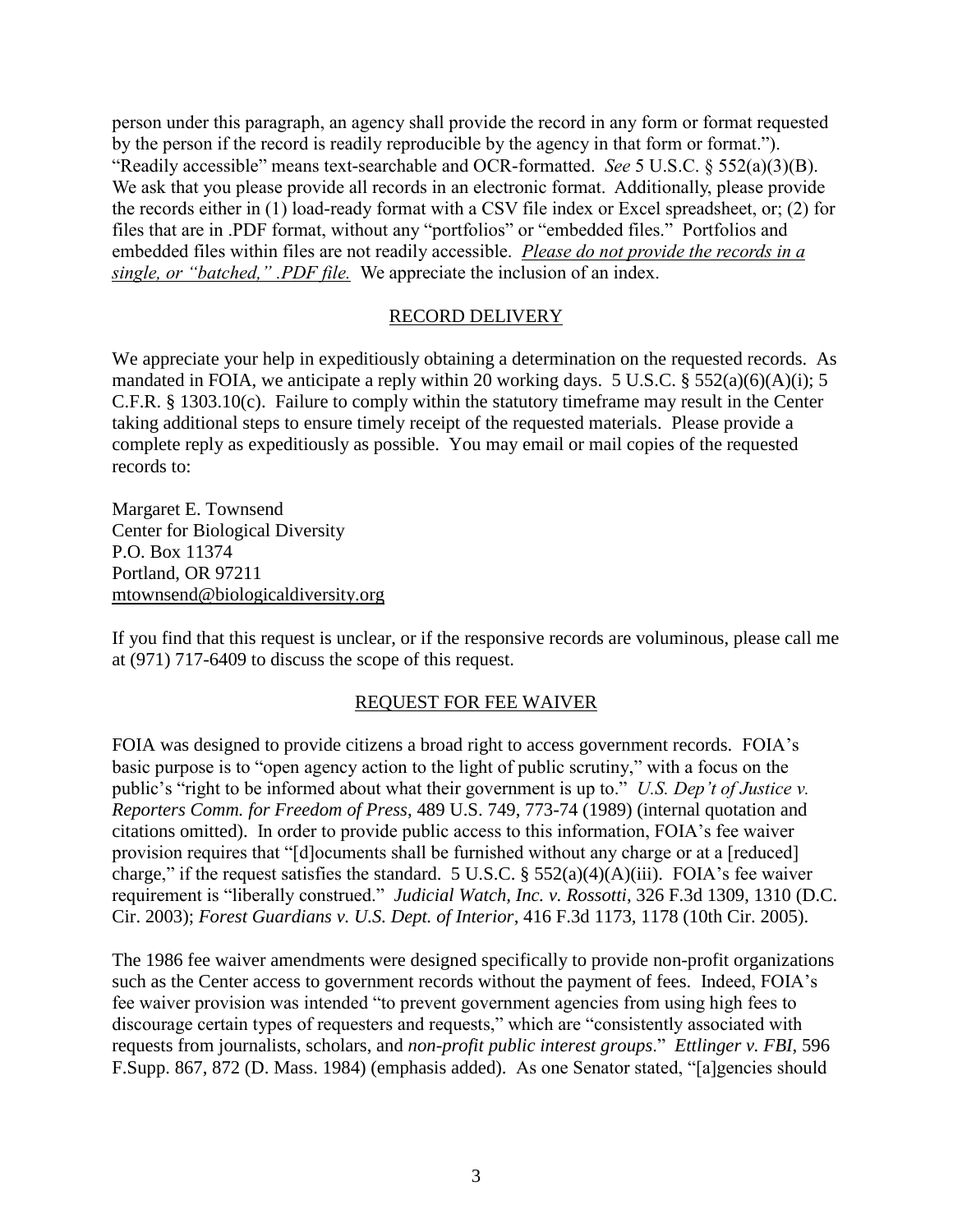person under this paragraph, an agency shall provide the record in any form or format requested by the person if the record is readily reproducible by the agency in that form or format."). "Readily accessible" means text-searchable and OCR-formatted. *See* 5 U.S.C. § 552(a)(3)(B). We ask that you please provide all records in an electronic format. Additionally, please provide the records either in (1) load-ready format with a CSV file index or Excel spreadsheet, or; (2) for files that are in .PDF format, without any "portfolios" or "embedded files." Portfolios and embedded files within files are not readily accessible. *<u>Please do not provide the records in a single, or "batched," .PDF file.</u>* We appreciate the inclusion of an index.

## RECORD DELIVERY

We appreciate your help in expeditiously obtaining a determination on the requested records. As mandated in FOIA, we anticipate a reply within 20 working days. 5 U.S.C. § 552(a)(6)(A)(i); 5 C.F.R. § 1303.10(c). Failure to comply within the statutory timeframe may result in the Center taking additional steps to ensure timely receipt of the requested materials. Please provide a complete reply as expeditiously as possible. You may email or mail copies of the requested records to:

Margaret E. Townsend
Center for Biological Diversity
P.O. Box 11374
Portland, OR 97211
mtownsend@biologicaldiversity.org

If you find that this request is unclear, or if the responsive records are voluminous, please call me at (971) 717-6409 to discuss the scope of this request.

## REQUEST FOR FEE WAIVER

FOIA was designed to provide citizens a broad right to access government records. FOIA's basic purpose is to "open agency action to the light of public scrutiny," with a focus on the public's "right to be informed about what their government is up to." *U.S. Dep't of Justice v. Reporters Comm. for Freedom of Press*, 489 U.S. 749, 773-74 (1989) (internal quotation and citations omitted). In order to provide public access to this information, FOIA's fee waiver provision requires that "[d]ocuments shall be furnished without any charge or at a [reduced] charge," if the request satisfies the standard. 5 U.S.C. § 552(a)(4)(A)(iii). FOIA's fee waiver requirement is "liberally construed." *Judicial Watch, Inc. v. Rossotti*, 326 F.3d 1309, 1310 (D.C. Cir. 2003); *Forest Guardians v. U.S. Dept. of Interior*, 416 F.3d 1173, 1178 (10th Cir. 2005).

The 1986 fee waiver amendments were designed specifically to provide non-profit organizations such as the Center access to government records without the payment of fees. Indeed, FOIA's fee waiver provision was intended "to prevent government agencies from using high fees to discourage certain types of requesters and requests," which are "consistently associated with requests from journalists, scholars, and *non-profit public interest groups*." *Ettlinger v. FBI*, 596 F.Supp. 867, 872 (D. Mass. 1984) (emphasis added). As one Senator stated, "[a]gencies should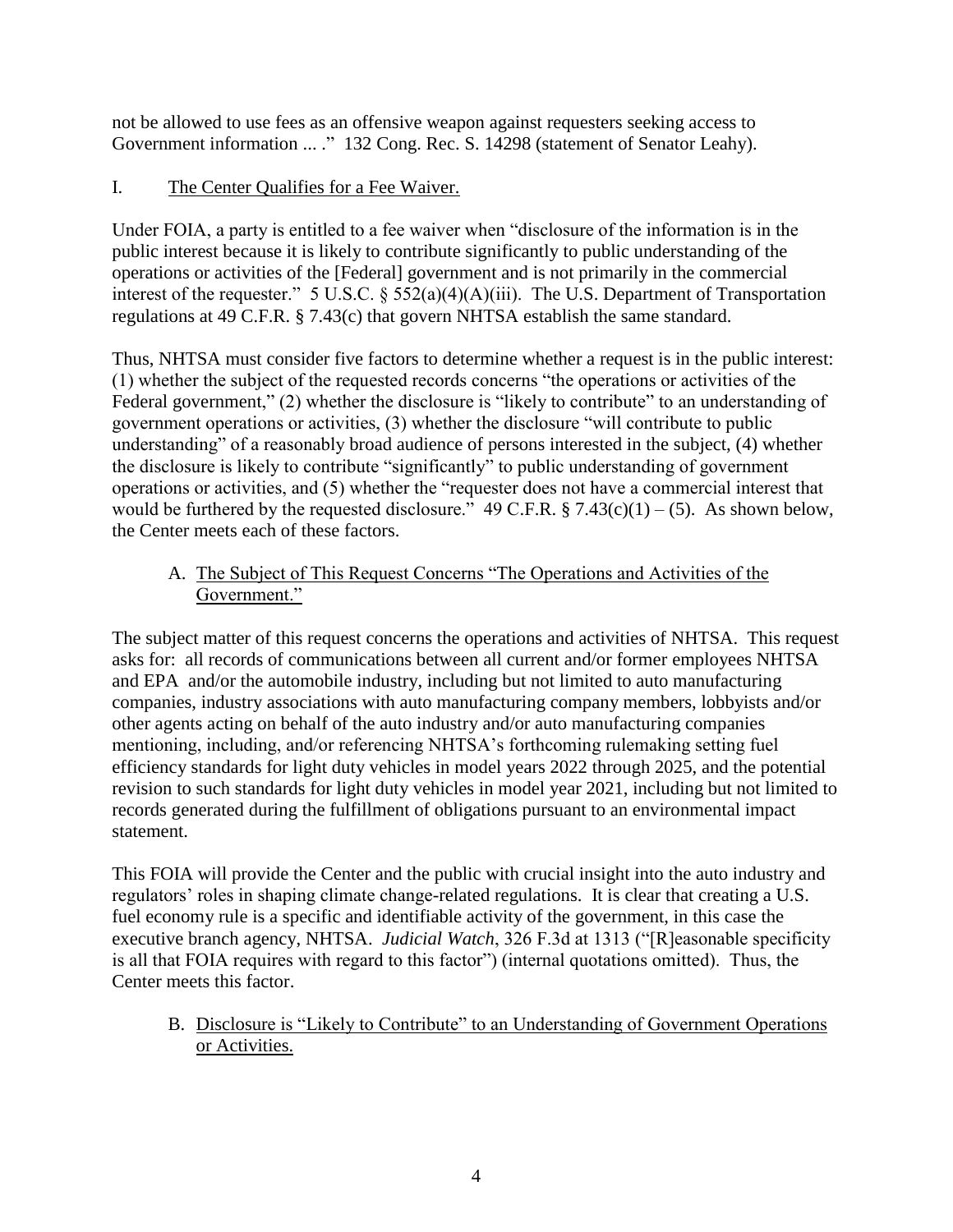not be allowed to use fees as an offensive weapon against requesters seeking access to Government information ... ." 132 Cong. Rec. S. 14298 (statement of Senator Leahy).

## I. The Center Qualifies for a Fee Waiver.

Under FOIA, a party is entitled to a fee waiver when "disclosure of the information is in the public interest because it is likely to contribute significantly to public understanding of the operations or activities of the [Federal] government and is not primarily in the commercial interest of the requester." 5 U.S.C. § 552(a)(4)(A)(iii). The U.S. Department of Transportation regulations at 49 C.F.R. § 7.43(c) that govern NHTSA establish the same standard.

Thus, NHTSA must consider five factors to determine whether a request is in the public interest: (1) whether the subject of the requested records concerns "the operations or activities of the Federal government," (2) whether the disclosure is "likely to contribute" to an understanding of government operations or activities, (3) whether the disclosure "will contribute to public understanding" of a reasonably broad audience of persons interested in the subject, (4) whether the disclosure is likely to contribute "significantly" to public understanding of government operations or activities, and (5) whether the "requester does not have a commercial interest that would be furthered by the requested disclosure." 49 C.F.R. § 7.43(c)(1) – (5). As shown below, the Center meets each of these factors.

### A. The Subject of This Request Concerns "The Operations and Activities of the Government."

The subject matter of this request concerns the operations and activities of NHTSA. This request asks for: all records of communications between all current and/or former employees NHTSA and EPA and/or the automobile industry, including but not limited to auto manufacturing companies, industry associations with auto manufacturing company members, lobbyists and/or other agents acting on behalf of the auto industry and/or auto manufacturing companies mentioning, including, and/or referencing NHTSA's forthcoming rulemaking setting fuel efficiency standards for light duty vehicles in model years 2022 through 2025, and the potential revision to such standards for light duty vehicles in model year 2021, including but not limited to records generated during the fulfillment of obligations pursuant to an environmental impact statement.

This FOIA will provide the Center and the public with crucial insight into the auto industry and regulators' roles in shaping climate change-related regulations. It is clear that creating a U.S. fuel economy rule is a specific and identifiable activity of the government, in this case the executive branch agency, NHTSA. *Judicial Watch*, 326 F.3d at 1313 ("[R]easonable specificity is all that FOIA requires with regard to this factor") (internal quotations omitted). Thus, the Center meets this factor.

### B. Disclosure is "Likely to Contribute" to an Understanding of Government Operations or Activities.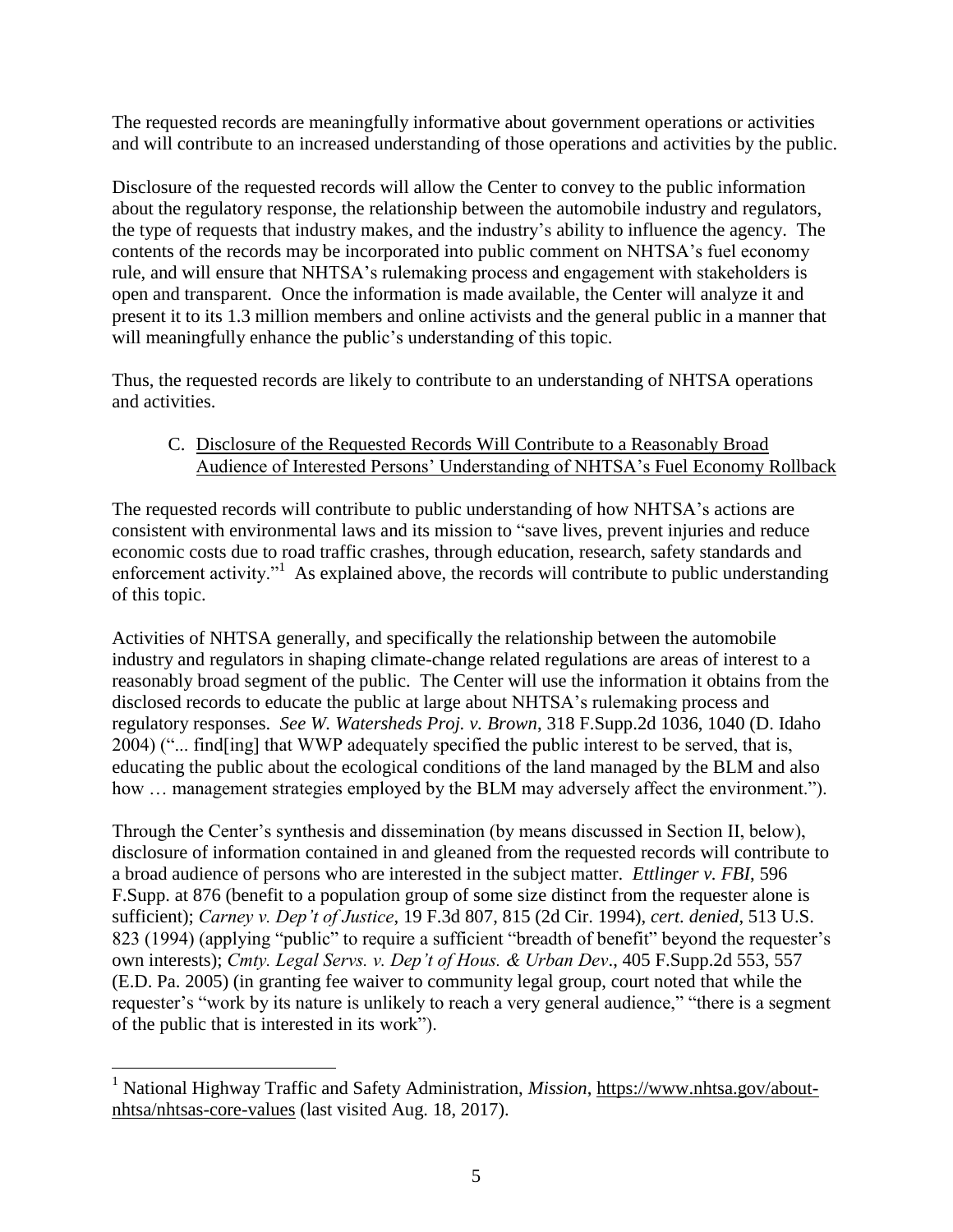The requested records are meaningfully informative about government operations or activities and will contribute to an increased understanding of those operations and activities by the public.

Disclosure of the requested records will allow the Center to convey to the public information about the regulatory response, the relationship between the automobile industry and regulators, the type of requests that industry makes, and the industry's ability to influence the agency. The contents of the records may be incorporated into public comment on NHTSA's fuel economy rule, and will ensure that NHTSA's rulemaking process and engagement with stakeholders is open and transparent. Once the information is made available, the Center will analyze it and present it to its 1.3 million members and online activists and the general public in a manner that will meaningfully enhance the public's understanding of this topic.

Thus, the requested records are likely to contribute to an understanding of NHTSA operations and activities.

### C. Disclosure of the Requested Records Will Contribute to a Reasonably Broad Audience of Interested Persons' Understanding of NHTSA's Fuel Economy Rollback

The requested records will contribute to public understanding of how NHTSA's actions are consistent with environmental laws and its mission to "save lives, prevent injuries and reduce economic costs due to road traffic crashes, through education, research, safety standards and enforcement activity."[1] As explained above, the records will contribute to public understanding of this topic.

Activities of NHTSA generally, and specifically the relationship between the automobile industry and regulators in shaping climate-change related regulations are areas of interest to a reasonably broad segment of the public. The Center will use the information it obtains from the disclosed records to educate the public at large about NHTSA's rulemaking process and regulatory responses. *See W. Watersheds Proj. v. Brown*, 318 F.Supp.2d 1036, 1040 (D. Idaho 2004) ("... find[ing] that WWP adequately specified the public interest to be served, that is, educating the public about the ecological conditions of the land managed by the BLM and also how … management strategies employed by the BLM may adversely affect the environment.").

Through the Center's synthesis and dissemination (by means discussed in Section II, below), disclosure of information contained in and gleaned from the requested records will contribute to a broad audience of persons who are interested in the subject matter. *Ettlinger v. FBI*, 596 F.Supp. at 876 (benefit to a population group of some size distinct from the requester alone is sufficient); *Carney v. Dep't of Justice*, 19 F.3d 807, 815 (2d Cir. 1994), *cert. denied*, 513 U.S. 823 (1994) (applying "public" to require a sufficient "breadth of benefit" beyond the requester's own interests); *Cmty. Legal Servs. v. Dep't of Hous. & Urban Dev*., 405 F.Supp.2d 553, 557 (E.D. Pa. 2005) (in granting fee waiver to community legal group, court noted that while the requester's "work by its nature is unlikely to reach a very general audience," "there is a segment of the public that is interested in its work").

---

[1] National Highway Traffic and Safety Administration, *Mission*, https://www.nhtsa.gov/about-nhtsa/nhtsas-core-values (last visited Aug. 18, 2017).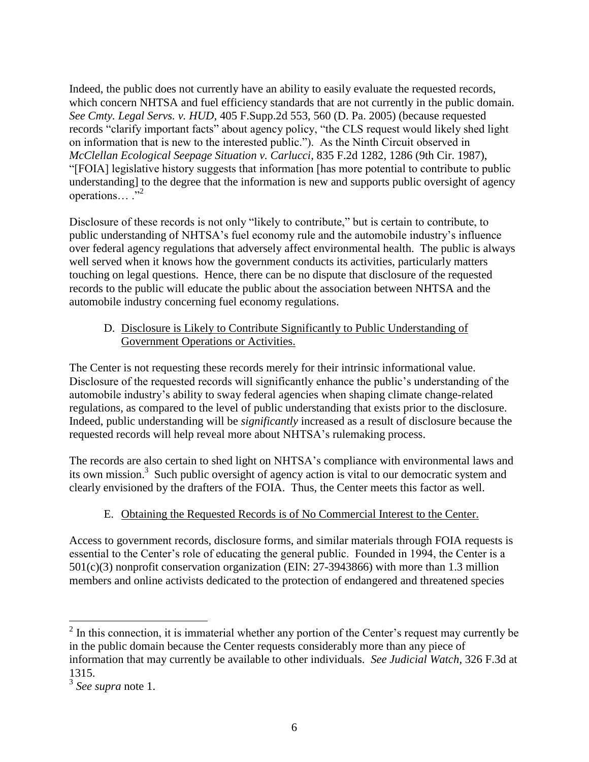Indeed, the public does not currently have an ability to easily evaluate the requested records, which concern NHTSA and fuel efficiency standards that are not currently in the public domain. *See Cmty. Legal Servs. v. HUD*, 405 F.Supp.2d 553, 560 (D. Pa. 2005) (because requested records "clarify important facts" about agency policy, "the CLS request would likely shed light on information that is new to the interested public."). As the Ninth Circuit observed in *McClellan Ecological Seepage Situation v. Carlucci*, 835 F.2d 1282, 1286 (9th Cir. 1987), "[FOIA] legislative history suggests that information [has more potential to contribute to public understanding] to the degree that the information is new and supports public oversight of agency operations… ."[2]

Disclosure of these records is not only "likely to contribute," but is certain to contribute, to public understanding of NHTSA's fuel economy rule and the automobile industry's influence over federal agency regulations that adversely affect environmental health. The public is always well served when it knows how the government conducts its activities, particularly matters touching on legal questions. Hence, there can be no dispute that disclosure of the requested records to the public will educate the public about the association between NHTSA and the automobile industry concerning fuel economy regulations.

D. <u>Disclosure is Likely to Contribute Significantly to Public Understanding of Government Operations or Activities.</u>

The Center is not requesting these records merely for their intrinsic informational value. Disclosure of the requested records will significantly enhance the public's understanding of the automobile industry's ability to sway federal agencies when shaping climate change-related regulations, as compared to the level of public understanding that exists prior to the disclosure. Indeed, public understanding will be *significantly* increased as a result of disclosure because the requested records will help reveal more about NHTSA's rulemaking process.

The records are also certain to shed light on NHTSA's compliance with environmental laws and its own mission.[3] Such public oversight of agency action is vital to our democratic system and clearly envisioned by the drafters of the FOIA. Thus, the Center meets this factor as well.

E. <u>Obtaining the Requested Records is of No Commercial Interest to the Center.</u>

Access to government records, disclosure forms, and similar materials through FOIA requests is essential to the Center's role of educating the general public. Founded in 1994, the Center is a 501(c)(3) nonprofit conservation organization (EIN: 27-3943866) with more than 1.3 million members and online activists dedicated to the protection of endangered and threatened species

---

[2] In this connection, it is immaterial whether any portion of the Center's request may currently be in the public domain because the Center requests considerably more than any piece of information that may currently be available to other individuals. *See Judicial Watch*, 326 F.3d at 1315.

[3] *See supra* note 1.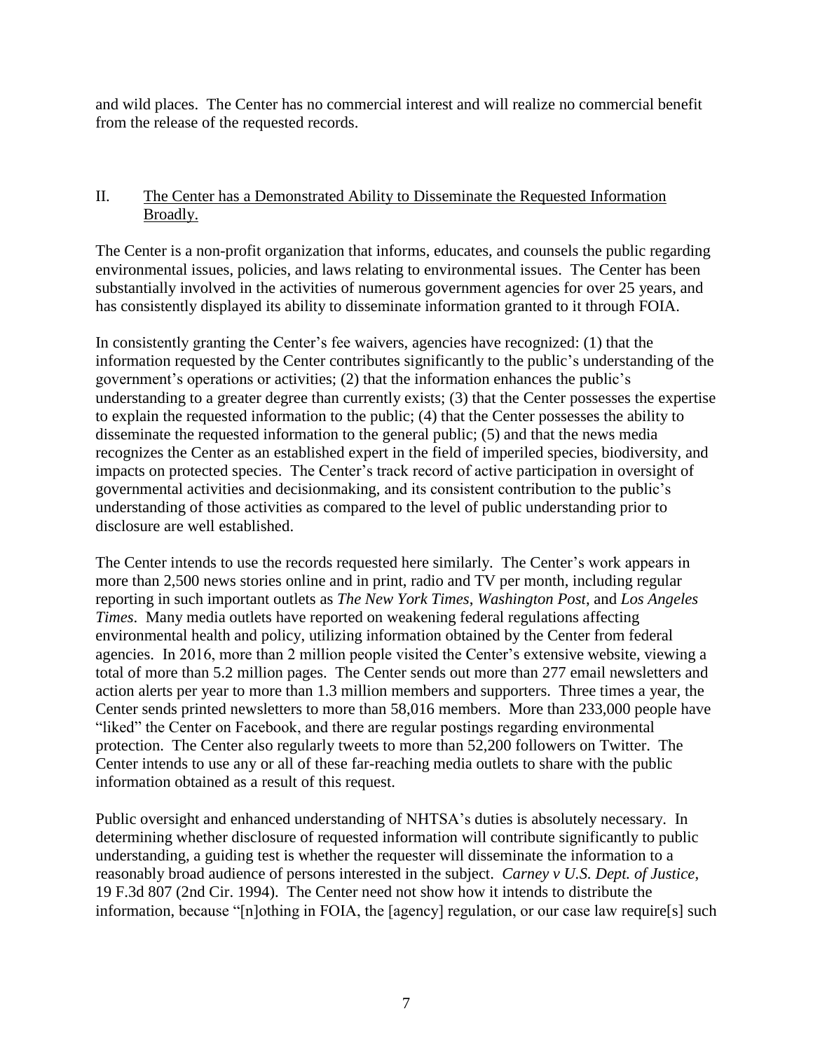and wild places. The Center has no commercial interest and will realize no commercial benefit from the release of the requested records.

## II. <u>The Center has a Demonstrated Ability to Disseminate the Requested Information Broadly.</u>

The Center is a non-profit organization that informs, educates, and counsels the public regarding environmental issues, policies, and laws relating to environmental issues. The Center has been substantially involved in the activities of numerous government agencies for over 25 years, and has consistently displayed its ability to disseminate information granted to it through FOIA.

In consistently granting the Center's fee waivers, agencies have recognized: (1) that the information requested by the Center contributes significantly to the public's understanding of the government's operations or activities; (2) that the information enhances the public's understanding to a greater degree than currently exists; (3) that the Center possesses the expertise to explain the requested information to the public; (4) that the Center possesses the ability to disseminate the requested information to the general public; (5) and that the news media recognizes the Center as an established expert in the field of imperiled species, biodiversity, and impacts on protected species. The Center's track record of active participation in oversight of governmental activities and decisionmaking, and its consistent contribution to the public's understanding of those activities as compared to the level of public understanding prior to disclosure are well established.

The Center intends to use the records requested here similarly. The Center's work appears in more than 2,500 news stories online and in print, radio and TV per month, including regular reporting in such important outlets as *The New York Times*, *Washington Post*, and *Los Angeles Times*. Many media outlets have reported on weakening federal regulations affecting environmental health and policy, utilizing information obtained by the Center from federal agencies. In 2016, more than 2 million people visited the Center's extensive website, viewing a total of more than 5.2 million pages. The Center sends out more than 277 email newsletters and action alerts per year to more than 1.3 million members and supporters. Three times a year, the Center sends printed newsletters to more than 58,016 members. More than 233,000 people have "liked" the Center on Facebook, and there are regular postings regarding environmental protection. The Center also regularly tweets to more than 52,200 followers on Twitter. The Center intends to use any or all of these far-reaching media outlets to share with the public information obtained as a result of this request.

Public oversight and enhanced understanding of NHTSA's duties is absolutely necessary. In determining whether disclosure of requested information will contribute significantly to public understanding, a guiding test is whether the requester will disseminate the information to a reasonably broad audience of persons interested in the subject. *Carney v U.S. Dept. of Justice*, 19 F.3d 807 (2nd Cir. 1994). The Center need not show how it intends to distribute the information, because "[n]othing in FOIA, the [agency] regulation, or our case law require[s] such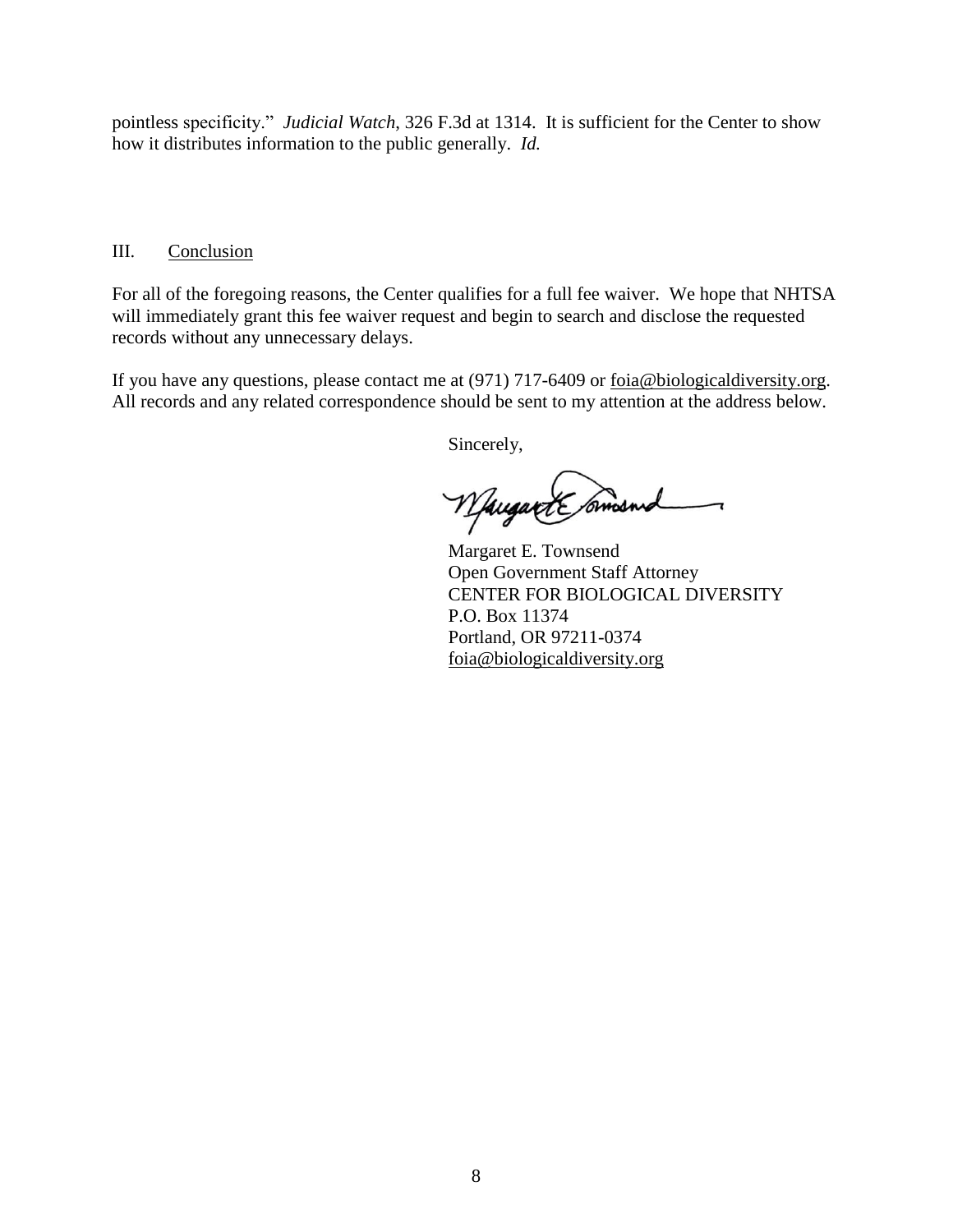pointless specificity." *Judicial Watch*, 326 F.3d at 1314. It is sufficient for the Center to show how it distributes information to the public generally. *Id.*

## III. Conclusion

For all of the foregoing reasons, the Center qualifies for a full fee waiver. We hope that NHTSA will immediately grant this fee waiver request and begin to search and disclose the requested records without any unnecessary delays.

If you have any questions, please contact me at (971) 717-6409 or foia@biologicaldiversity.org. All records and any related correspondence should be sent to my attention at the address below.

Sincerely,

Margaret E. Townsend
Open Government Staff Attorney
CENTER FOR BIOLOGICAL DIVERSITY
P.O. Box 11374
Portland, OR 97211-0374
foia@biologicaldiversity.org